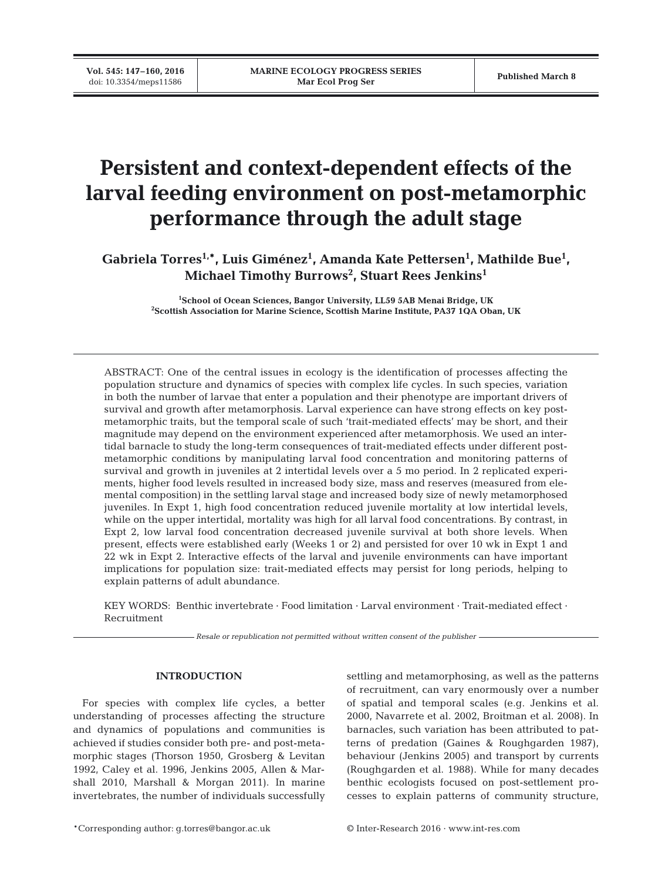# Persistent and context-dependent effects of the larval feeding environment on post-metamorphic performance through the adult stage

**Gabriela Torres[1,\*], Luis Giménez[1], Amanda Kate Pettersen[1], Mathilde Bue[1], Michael Timothy Burrows[2], Stuart Rees Jenkins[1]**

[1]School of Ocean Sciences, Bangor University, LL59 5AB Menai Bridge, UK
[2]Scottish Association for Marine Science, Scottish Marine Institute, PA37 1QA Oban, UK

ABSTRACT: One of the central issues in ecology is the identification of processes affecting the population structure and dynamics of species with complex life cycles. In such species, variation in both the number of larvae that enter a population and their phenotype are important drivers of survival and growth after metamorphosis. Larval experience can have strong effects on key post-metamorphic traits, but the temporal scale of such 'trait-mediated effects' may be short, and their magnitude may depend on the environment experienced after metamorphosis. We used an intertidal barnacle to study the long-term consequences of trait-mediated effects under different post-metamorphic conditions by manipulating larval food concentration and monitoring patterns of survival and growth in juveniles at 2 intertidal levels over a 5 mo period. In 2 replicated experiments, higher food levels resulted in increased body size, mass and reserves (measured from elemental composition) in the settling larval stage and increased body size of newly metamorphosed juveniles. In Expt 1, high food concentration reduced juvenile mortality at low intertidal levels, while on the upper intertidal, mortality was high for all larval food concentrations. By contrast, in Expt 2, low larval food concentration decreased juvenile survival at both shore levels. When present, effects were established early (Weeks 1 or 2) and persisted for over 10 wk in Expt 1 and 22 wk in Expt 2. Interactive effects of the larval and juvenile environments can have important implications for population size: trait-mediated effects may persist for long periods, helping to explain patterns of adult abundance.

KEY WORDS: Benthic invertebrate · Food limitation · Larval environment · Trait-mediated effect · Recruitment

*Resale or republication not permitted without written consent of the publisher*

## INTRODUCTION

For species with complex life cycles, a better understanding of processes affecting the structure and dynamics of populations and communities is achieved if studies consider both pre- and post-metamorphic stages (Thorson 1950, Grosberg & Levitan 1992, Caley et al. 1996, Jenkins 2005, Allen & Marshall 2010, Marshall & Morgan 2011). In marine invertebrates, the number of individuals successfully settling and metamorphosing, as well as the patterns of recruitment, can vary enormously over a number of spatial and temporal scales (e.g. Jenkins et al. 2000, Navarrete et al. 2002, Broitman et al. 2008). In barnacles, such variation has been attributed to patterns of predation (Gaines & Roughgarden 1987), behaviour (Jenkins 2005) and transport by currents (Roughgarden et al. 1988). While for many decades benthic ecologists focused on post-settlement processes to explain patterns of community structure,

\*Corresponding author: g.torres@bangor.ac.uk

© Inter-Research 2016 · www.int-res.com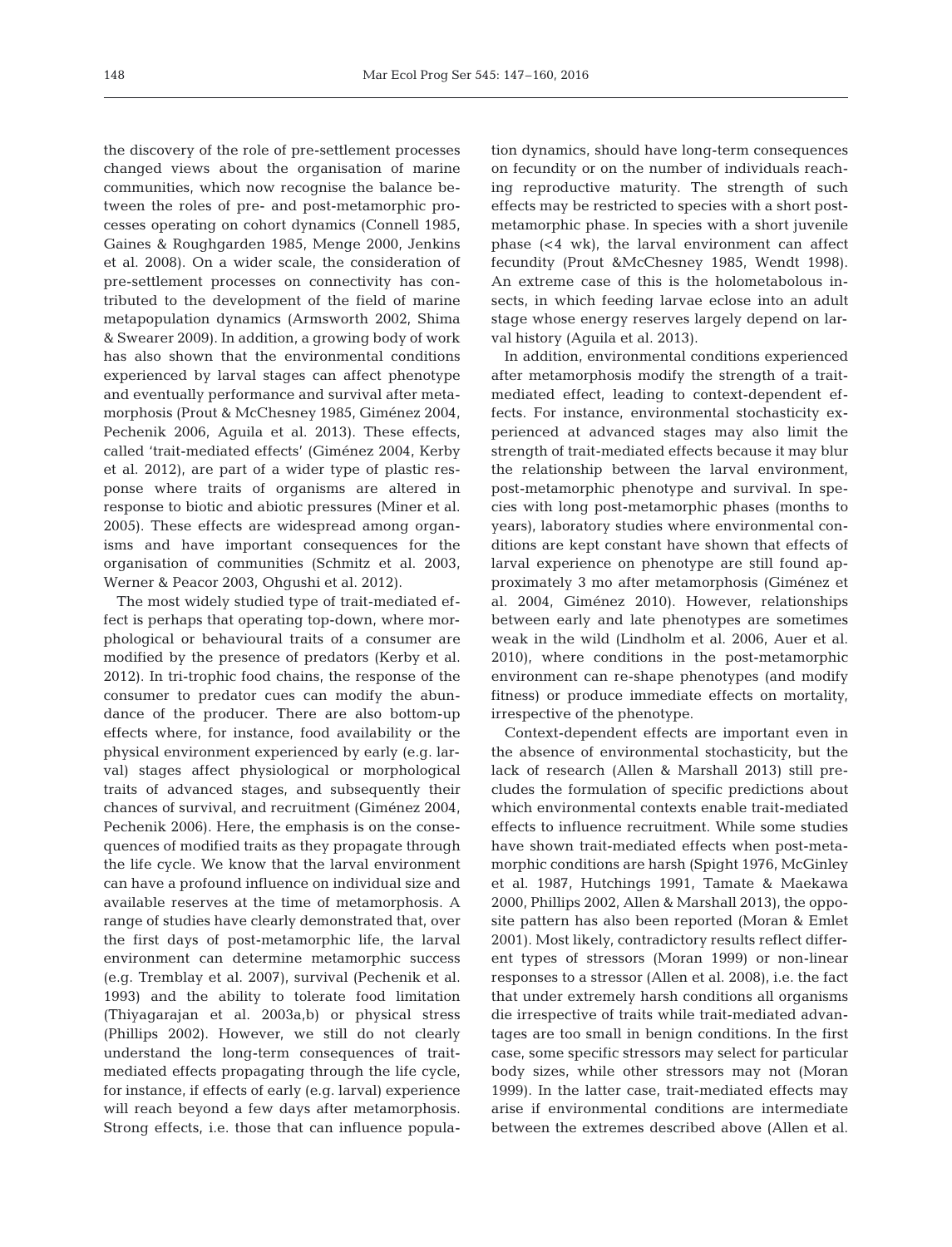the discovery of the role of pre-settlement processes changed views about the organisation of marine communities, which now recognise the balance between the roles of pre- and post-metamorphic processes operating on cohort dynamics (Connell 1985, Gaines & Roughgarden 1985, Menge 2000, Jenkins et al. 2008). On a wider scale, the consideration of pre-settlement processes on connectivity has contributed to the development of the field of marine metapopulation dynamics (Armsworth 2002, Shima & Swearer 2009). In addition, a growing body of work has also shown that the environmental conditions experienced by larval stages can affect phenotype and eventually performance and survival after metamorphosis (Prout & McChesney 1985, Giménez 2004, Pechenik 2006, Aguila et al. 2013). These effects, called 'trait-mediated effects' (Giménez 2004, Kerby et al. 2012), are part of a wider type of plastic response where traits of organisms are altered in response to biotic and abiotic pressures (Miner et al. 2005). These effects are widespread among organisms and have important consequences for the organisation of communities (Schmitz et al. 2003, Werner & Peacor 2003, Ohgushi et al. 2012).

The most widely studied type of trait-mediated effect is perhaps that operating top-down, where morphological or behavioural traits of a consumer are modified by the presence of predators (Kerby et al. 2012). In tri-trophic food chains, the response of the consumer to predator cues can modify the abundance of the producer. There are also bottom-up effects where, for instance, food availability or the physical environment experienced by early (e.g. larval) stages affect physiological or morphological traits of advanced stages, and subsequently their chances of survival, and recruitment (Giménez 2004, Pechenik 2006). Here, the emphasis is on the consequences of modified traits as they propagate through the life cycle. We know that the larval environment can have a profound influence on individual size and available reserves at the time of metamorphosis. A range of studies have clearly demonstrated that, over the first days of post-metamorphic life, the larval environment can determine metamorphic success (e.g. Tremblay et al. 2007), survival (Pechenik et al. 1993) and the ability to tolerate food limitation (Thiyagarajan et al. 2003a,b) or physical stress (Phillips 2002). However, we still do not clearly understand the long-term consequences of trait-mediated effects propagating through the life cycle, for instance, if effects of early (e.g. larval) experience will reach beyond a few days after metamorphosis. Strong effects, i.e. those that can influence population dynamics, should have long-term consequences on fecundity or on the number of individuals reaching reproductive maturity. The strength of such effects may be restricted to species with a short post-metamorphic phase. In species with a short juvenile phase (<4 wk), the larval environment can affect fecundity (Prout &McChesney 1985, Wendt 1998). An extreme case of this is the holometabolous insects, in which feeding larvae eclose into an adult stage whose energy reserves largely depend on larval history (Aguila et al. 2013).

In addition, environmental conditions experienced after metamorphosis modify the strength of a trait-mediated effect, leading to context-dependent effects. For instance, environmental stochasticity experienced at advanced stages may also limit the strength of trait-mediated effects because it may blur the relationship between the larval environment, post-metamorphic phenotype and survival. In species with long post-metamorphic phases (months to years), laboratory studies where environmental conditions are kept constant have shown that effects of larval experience on phenotype are still found approximately 3 mo after metamorphosis (Giménez et al. 2004, Giménez 2010). However, relationships between early and late phenotypes are sometimes weak in the wild (Lindholm et al. 2006, Auer et al. 2010), where conditions in the post-metamorphic environment can re-shape phenotypes (and modify fitness) or produce immediate effects on mortality, irrespective of the phenotype.

Context-dependent effects are important even in the absence of environmental stochasticity, but the lack of research (Allen & Marshall 2013) still precludes the formulation of specific predictions about which environmental contexts enable trait-mediated effects to influence recruitment. While some studies have shown trait-mediated effects when post-metamorphic conditions are harsh (Spight 1976, McGinley et al. 1987, Hutchings 1991, Tamate & Maekawa 2000, Phillips 2002, Allen & Marshall 2013), the opposite pattern has also been reported (Moran & Emlet 2001). Most likely, contradictory results reflect different types of stressors (Moran 1999) or non-linear responses to a stressor (Allen et al. 2008), i.e. the fact that under extremely harsh conditions all organisms die irrespective of traits while trait-mediated advantages are too small in benign conditions. In the first case, some specific stressors may select for particular body sizes, while other stressors may not (Moran 1999). In the latter case, trait-mediated effects may arise if environmental conditions are intermediate between the extremes described above (Allen et al.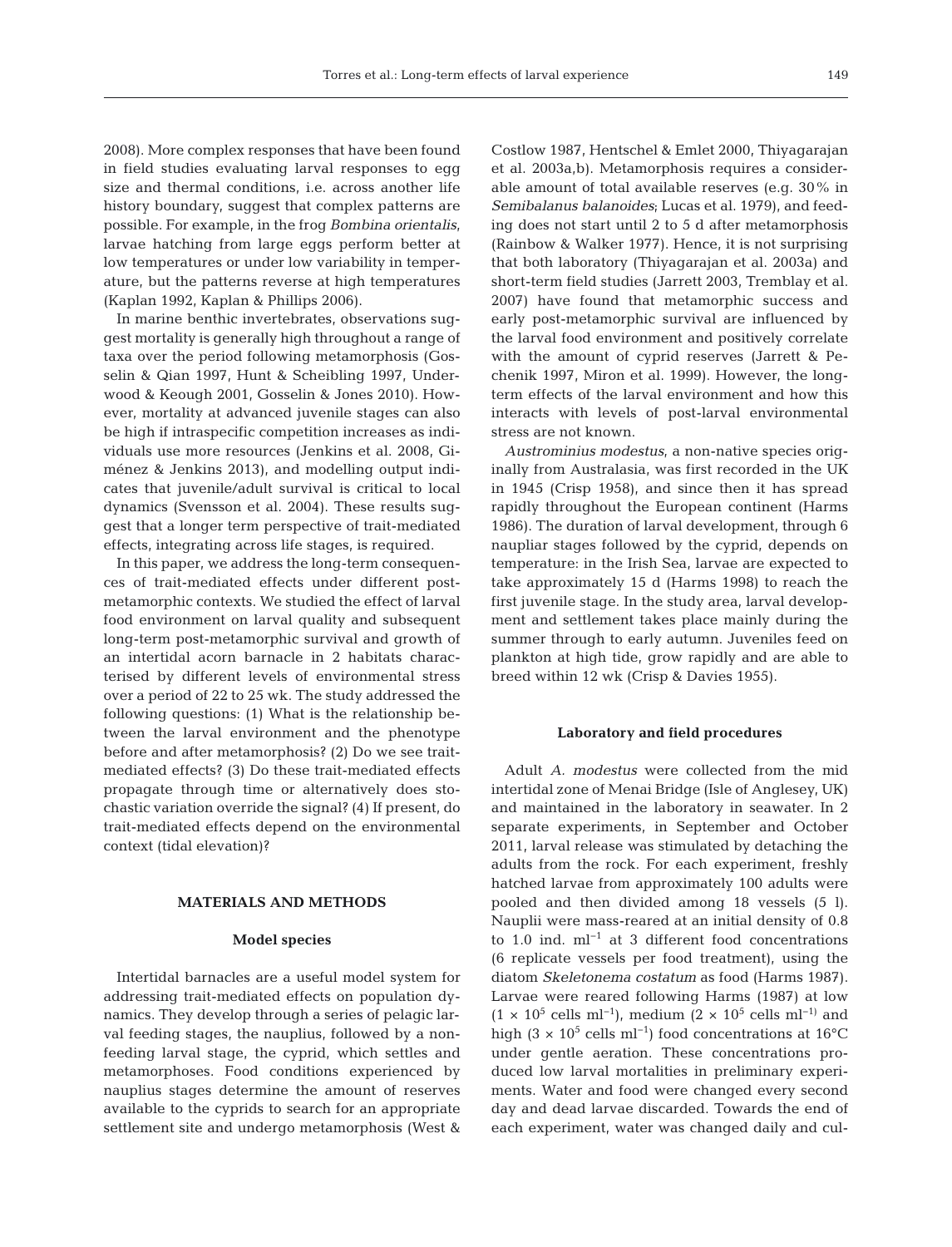2008). More complex responses that have been found in field studies evaluating larval responses to egg size and thermal conditions, i.e. across another life history boundary, suggest that complex patterns are possible. For example, in the frog *Bombina orientalis*, larvae hatching from large eggs perform better at low temperatures or under low variability in temperature, but the patterns reverse at high temperatures (Kaplan 1992, Kaplan & Phillips 2006).

In marine benthic invertebrates, observations suggest mortality is generally high throughout a range of taxa over the period following metamorphosis (Gosselin & Qian 1997, Hunt & Scheibling 1997, Underwood & Keough 2001, Gosselin & Jones 2010). However, mortality at advanced juvenile stages can also be high if intraspecific competition increases as individuals use more resources (Jenkins et al. 2008, Giménez & Jenkins 2013), and modelling output indicates that juvenile/adult survival is critical to local dynamics (Svensson et al. 2004). These results suggest that a longer term perspective of trait-mediated effects, integrating across life stages, is required.

In this paper, we address the long-term consequences of trait-mediated effects under different post-metamorphic contexts. We studied the effect of larval food environment on larval quality and subsequent long-term post-metamorphic survival and growth of an intertidal acorn barnacle in 2 habitats characterised by different levels of environmental stress over a period of 22 to 25 wk. The study addressed the following questions: (1) What is the relationship between the larval environment and the phenotype before and after metamorphosis? (2) Do we see trait-mediated effects? (3) Do these trait-mediated effects propagate through time or alternatively does stochastic variation override the signal? (4) If present, do trait-mediated effects depend on the environmental context (tidal elevation)?

## MATERIALS AND METHODS

### Model species

Intertidal barnacles are a useful model system for addressing trait-mediated effects on population dynamics. They develop through a series of pelagic larval feeding stages, the nauplius, followed by a non-feeding larval stage, the cyprid, which settles and metamorphoses. Food conditions experienced by nauplius stages determine the amount of reserves available to the cyprids to search for an appropriate settlement site and undergo metamorphosis (West & Costlow 1987, Hentschel & Emlet 2000, Thiyagarajan et al. 2003a,b). Metamorphosis requires a considerable amount of total available reserves (e.g. 30% in *Semibalanus balanoides*; Lucas et al. 1979), and feeding does not start until 2 to 5 d after metamorphosis (Rainbow & Walker 1977). Hence, it is not surprising that both laboratory (Thiyagarajan et al. 2003a) and short-term field studies (Jarrett 2003, Tremblay et al. 2007) have found that metamorphic success and early post-metamorphic survival are influenced by the larval food environment and positively correlate with the amount of cyprid reserves (Jarrett & Pechenik 1997, Miron et al. 1999). However, the long-term effects of the larval environment and how this interacts with levels of post-larval environmental stress are not known.

*Austrominius modestus*, a non-native species originally from Australasia, was first recorded in the UK in 1945 (Crisp 1958), and since then it has spread rapidly throughout the European continent (Harms 1986). The duration of larval development, through 6 naupliar stages followed by the cyprid, depends on temperature: in the Irish Sea, larvae are expected to take approximately 15 d (Harms 1998) to reach the first juvenile stage. In the study area, larval development and settlement takes place mainly during the summer through to early autumn. Juveniles feed on plankton at high tide, grow rapidly and are able to breed within 12 wk (Crisp & Davies 1955).

### Laboratory and field procedures

Adult *A. modestus* were collected from the mid intertidal zone of Menai Bridge (Isle of Anglesey, UK) and maintained in the laboratory in seawater. In 2 separate experiments, in September and October 2011, larval release was stimulated by detaching the adults from the rock. For each experiment, freshly hatched larvae from approximately 100 adults were pooled and then divided among 18 vessels (5 l). Nauplii were mass-reared at an initial density of 0.8 to 1.0 ind. $ml^{-1}$ at 3 different food concentrations (6 replicate vessels per food treatment), using the diatom *Skeletonema costatum* as food (Harms 1987). Larvae were reared following Harms (1987) at low ($1 \times 10^5$ cells $ml^{-1}$), medium ($2 \times 10^5$ cells $ml^{-1)}$ and high ($3 \times 10^5$ cells $ml^{-1}$) food concentrations at 16°C under gentle aeration. These concentrations produced low larval mortalities in preliminary experiments. Water and food were changed every second day and dead larvae discarded. Towards the end of each experiment, water was changed daily and cul-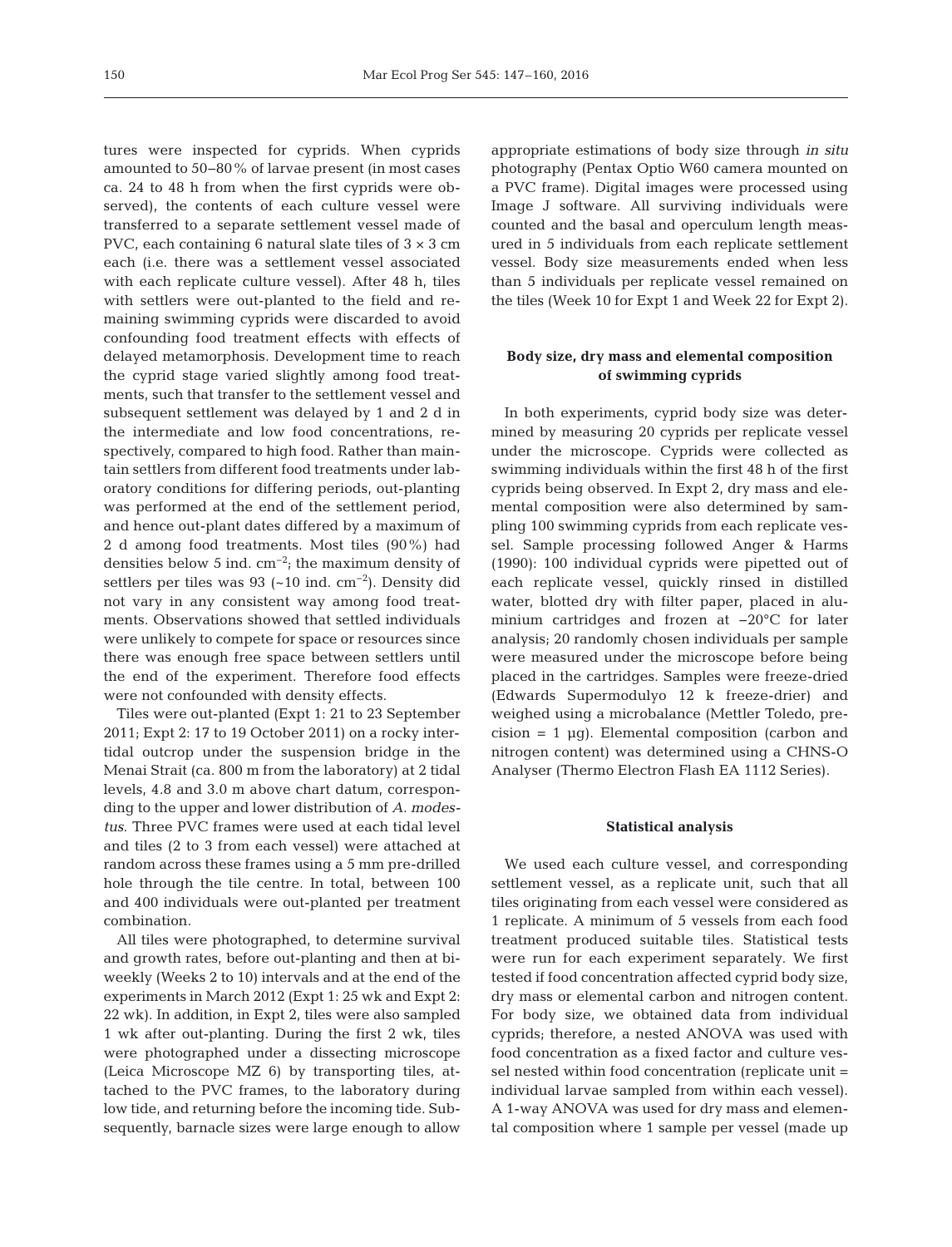tures were inspected for cyprids. When cyprids amounted to 50–80% of larvae present (in most cases ca. 24 to 48 h from when the first cyprids were observed), the contents of each culture vessel were transferred to a separate settlement vessel made of PVC, each containing 6 natural slate tiles of 3 × 3 cm each (i.e. there was a settlement vessel associated with each replicate culture vessel). After 48 h, tiles with settlers were out-planted to the field and remaining swimming cyprids were discarded to avoid confounding food treatment effects with effects of delayed metamorphosis. Development time to reach the cyprid stage varied slightly among food treatments, such that transfer to the settlement vessel and subsequent settlement was delayed by 1 and 2 d in the intermediate and low food concentrations, respectively, compared to high food. Rather than maintain settlers from different food treatments under laboratory conditions for differing periods, out-planting was performed at the end of the settlement period, and hence out-plant dates differed by a maximum of 2 d among food treatments. Most tiles (90%) had densities below 5 ind. $cm^{-2}$; the maximum density of settlers per tiles was 93 (~10 ind. $cm^{-2}$). Density did not vary in any consistent way among food treatments. Observations showed that settled individuals were unlikely to compete for space or resources since there was enough free space between settlers until the end of the experiment. Therefore food effects were not confounded with density effects.

Tiles were out-planted (Expt 1: 21 to 23 September 2011; Expt 2: 17 to 19 October 2011) on a rocky intertidal outcrop under the suspension bridge in the Menai Strait (ca. 800 m from the laboratory) at 2 tidal levels, 4.8 and 3.0 m above chart datum, corresponding to the upper and lower distribution of *A. modestus*. Three PVC frames were used at each tidal level and tiles (2 to 3 from each vessel) were attached at random across these frames using a 5 mm pre-drilled hole through the tile centre. In total, between 100 and 400 individuals were out-planted per treatment combination.

All tiles were photographed, to determine survival and growth rates, before out-planting and then at biweekly (Weeks 2 to 10) intervals and at the end of the experiments in March 2012 (Expt 1: 25 wk and Expt 2: 22 wk). In addition, in Expt 2, tiles were also sampled 1 wk after out-planting. During the first 2 wk, tiles were photographed under a dissecting microscope (Leica Microscope MZ 6) by transporting tiles, attached to the PVC frames, to the laboratory during low tide, and returning before the incoming tide. Subsequently, barnacle sizes were large enough to allow appropriate estimations of body size through *in situ* photography (Pentax Optio W60 camera mounted on a PVC frame). Digital images were processed using Image J software. All surviving individuals were counted and the basal and operculum length measured in 5 individuals from each replicate settlement vessel. Body size measurements ended when less than 5 individuals per replicate vessel remained on the tiles (Week 10 for Expt 1 and Week 22 for Expt 2).

### Body size, dry mass and elemental composition of swimming cyprids

In both experiments, cyprid body size was determined by measuring 20 cyprids per replicate vessel under the microscope. Cyprids were collected as swimming individuals within the first 48 h of the first cyprids being observed. In Expt 2, dry mass and elemental composition were also determined by sampling 100 swimming cyprids from each replicate vessel. Sample processing followed Anger & Harms (1990): 100 individual cyprids were pipetted out of each replicate vessel, quickly rinsed in distilled water, blotted dry with filter paper, placed in aluminium cartridges and frozen at −20°C for later analysis; 20 randomly chosen individuals per sample were measured under the microscope before being placed in the cartridges. Samples were freeze-dried (Edwards Supermodulyo 12 k freeze-drier) and weighed using a microbalance (Mettler Toledo, precision = 1 µg). Elemental composition (carbon and nitrogen content) was determined using a CHNS-O Analyser (Thermo Electron Flash EA 1112 Series).

### Statistical analysis

We used each culture vessel, and corresponding settlement vessel, as a replicate unit, such that all tiles originating from each vessel were considered as 1 replicate. A minimum of 5 vessels from each food treatment produced suitable tiles. Statistical tests were run for each experiment separately. We first tested if food concentration affected cyprid body size, dry mass or elemental carbon and nitrogen content. For body size, we obtained data from individual cyprids; therefore, a nested ANOVA was used with food concentration as a fixed factor and culture vessel nested within food concentration (replicate unit = individual larvae sampled from within each vessel). A 1-way ANOVA was used for dry mass and elemental composition where 1 sample per vessel (made up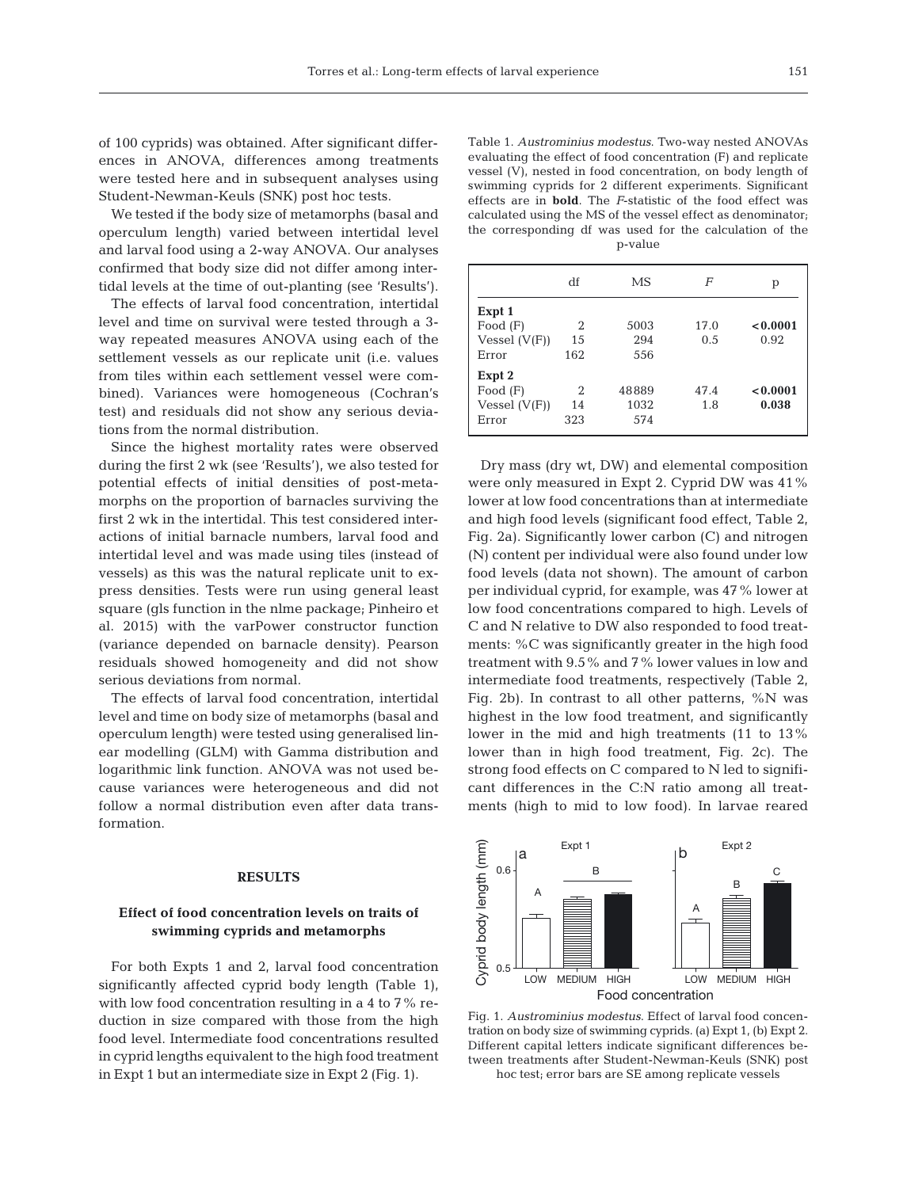of 100 cyprids) was obtained. After significant differences in ANOVA, differences among treatments were tested here and in subsequent analyses using Student-Newman-Keuls (SNK) post hoc tests.

We tested if the body size of metamorphs (basal and operculum length) varied between intertidal level and larval food using a 2-way ANOVA. Our analyses confirmed that body size did not differ among intertidal levels at the time of out-planting (see 'Results').

The effects of larval food concentration, intertidal level and time on survival were tested through a 3-way repeated measures ANOVA using each of the settlement vessels as our replicate unit (i.e. values from tiles within each settlement vessel were combined). Variances were homogeneous (Cochran's test) and residuals did not show any serious deviations from the normal distribution.

Since the highest mortality rates were observed during the first 2 wk (see 'Results'), we also tested for potential effects of initial densities of post-metamorphs on the proportion of barnacles surviving the first 2 wk in the intertidal. This test considered interactions of initial barnacle numbers, larval food and intertidal level and was made using tiles (instead of vessels) as this was the natural replicate unit to express densities. Tests were run using general least square (gls function in the nlme package; Pinheiro et al. 2015) with the varPower constructor function (variance depended on barnacle density). Pearson residuals showed homogeneity and did not show serious deviations from normal.

The effects of larval food concentration, intertidal level and time on body size of metamorphs (basal and operculum length) were tested using generalised linear modelling (GLM) with Gamma distribution and logarithmic link function. ANOVA was not used because variances were heterogeneous and did not follow a normal distribution even after data transformation.

## RESULTS

### Effect of food concentration levels on traits of swimming cyprids and metamorphs

For both Expts 1 and 2, larval food concentration significantly affected cyprid body length (Table 1), with low food concentration resulting in a 4 to 7% reduction in size compared with those from the high food level. Intermediate food concentrations resulted in cyprid lengths equivalent to the high food treatment in Expt 1 but an intermediate size in Expt 2 (Fig. 1).

Table 1. *Austrominius modestus*. Two-way nested ANOVAs evaluating the effect of food concentration (F) and replicate vessel (V), nested in food concentration, on body length of swimming cyprids for 2 different experiments. Significant effects are in **bold**. The *F*-statistic of the food effect was calculated using the MS of the vessel effect as denominator; the corresponding df was used for the calculation of the p-value

| | df | MS | *F* | p |
|---|---|---|---|---|
| **Expt 1** | | | | |
| Food (F) | 2 | 5003 | 17.0 | **<0.0001** |
| Vessel (V(F)) | 15 | 294 | 0.5 | 0.92 |
| Error | 162 | 556 | | |
| **Expt 2** | | | | |
| Food (F) | 2 | 48889 | 47.4 | **<0.0001** |
| Vessel (V(F)) | 14 | 1032 | 1.8 | **0.038** |
| Error | 323 | 574 | | |

Dry mass (dry wt, DW) and elemental composition were only measured in Expt 2. Cyprid DW was 41% lower at low food concentrations than at intermediate and high food levels (significant food effect, Table 2, Fig. 2a). Significantly lower carbon (C) and nitrogen (N) content per individual were also found under low food levels (data not shown). The amount of carbon per individual cyprid, for example, was 47% lower at low food concentrations compared to high. Levels of C and N relative to DW also responded to food treatments: %C was significantly greater in the high food treatment with 9.5% and 7% lower values in low and intermediate food treatments, respectively (Table 2, Fig. 2b). In contrast to all other patterns, %N was highest in the low food treatment, and significantly lower in the mid and high treatments (11 to 13% lower than in high food treatment, Fig. 2c). The strong food effects on C compared to N led to significant differences in the C:N ratio among all treatments (high to mid to low food). In larvae reared

Fig. 1. *Austrominius modestus*. Effect of larval food concentration on body size of swimming cyprids. (a) Expt 1, (b) Expt 2. Different capital letters indicate significant differences between treatments after Student-Newman-Keuls (SNK) post hoc test; error bars are SE among replicate vessels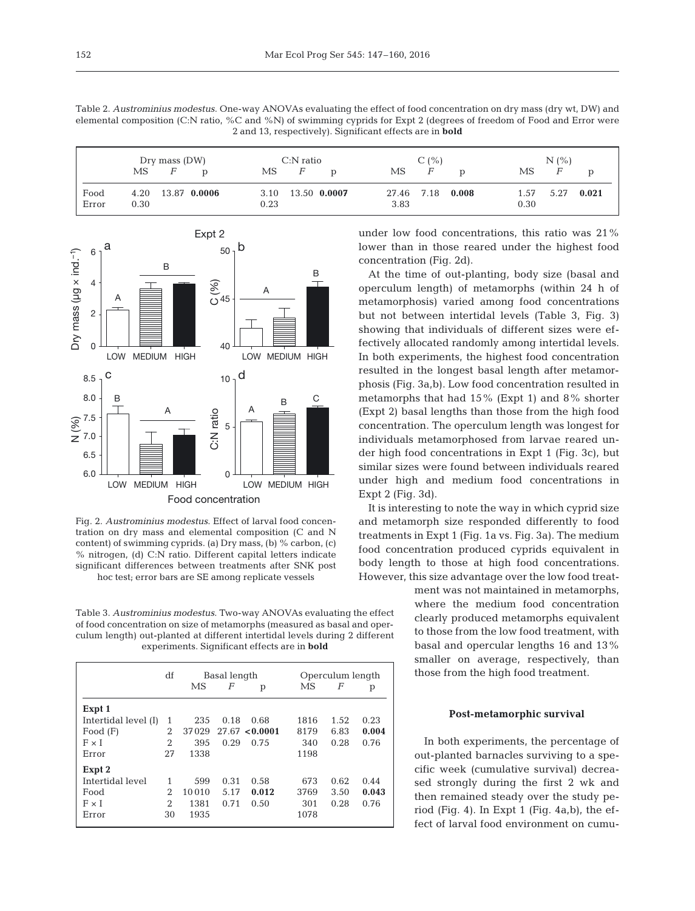Table 2. *Austrominius modestus*. One-way ANOVAs evaluating the effect of food concentration on dry mass (dry wt, DW) and elemental composition (C:N ratio, %C and %N) of swimming cyprids for Expt 2 (degrees of freedom of Food and Error were 2 and 13, respectively). Significant effects are in **bold**

| | Dry mass (DW) | | | C:N ratio | | | C (%) | | | N (%) | | |
|---|---|---|---|---|---|---|---|---|---|---|---|---|
| | MS | *F* | p | MS | *F* | p | MS | *F* | p | MS | *F* | p |
| Food | 4.20 | 13.87 | **0.0006** | 3.10 | 13.50 | **0.0007** | 27.46 | 7.18 | **0.008** | 1.57 | 5.27 | **0.021** |
| Error | 0.30 | | | 0.23 | | | 3.83 | | | 0.30 | | |

Fig. 2. *Austrominius modestus*. Effect of larval food concentration on dry mass and elemental composition (C and N content) of swimming cyprids. (a) Dry mass, (b) % carbon, (c) % nitrogen, (d) C:N ratio. Different capital letters indicate significant differences between treatments after SNK post hoc test; error bars are SE among replicate vessels

Table 3. *Austrominius modestus*. Two-way ANOVAs evaluating the effect of food concentration on size of metamorphs (measured as basal and operculum length) out-planted at different intertidal levels during 2 different experiments. Significant effects are in **bold**

| | df | Basal length | | | Operculum length | | |
|---|---|---|---|---|---|---|---|
| | | MS | *F* | p | MS | *F* | p |
| **Expt 1** | | | | | | | |
| Intertidal level (I) | 1 | 235 | 0.18 | 0.68 | 1816 | 1.52 | 0.23 |
| Food (F) | 2 | 37029 | 27.67 | **<0.0001** | 8179 | 6.83 | **0.004** |
| F × I | 2 | 395 | 0.29 | 0.75 | 340 | 0.28 | 0.76 |
| Error | 27 | 1338 | | | 1198 | | |
| **Expt 2** | | | | | | | |
| Intertidal level | 1 | 599 | 0.31 | 0.58 | 673 | 0.62 | 0.44 |
| Food | 2 | 10010 | 5.17 | **0.012** | 3769 | 3.50 | **0.043** |
| F × I | 2 | 1381 | 0.71 | 0.50 | 301 | 0.28 | 0.76 |
| Error | 30 | 1935 | | | 1078 | | |

under low food concentrations, this ratio was 21% lower than in those reared under the highest food concentration (Fig. 2d).

At the time of out-planting, body size (basal and operculum length) of metamorphs (within 24 h of metamorphosis) varied among food concentrations but not between intertidal levels (Table 3, Fig. 3) showing that individuals of different sizes were effectively allocated randomly among intertidal levels. In both experiments, the highest food concentration resulted in the longest basal length after metamorphosis (Fig. 3a,b). Low food concentration resulted in metamorphs that had 15% (Expt 1) and 8% shorter (Expt 2) basal lengths than those from the high food concentration. The operculum length was longest for individuals metamorphosed from larvae reared under high food concentrations in Expt 1 (Fig. 3c), but similar sizes were found between individuals reared under high and medium food concentrations in Expt 2 (Fig. 3d).

It is interesting to note the way in which cyprid size and metamorph size responded differently to food treatments in Expt 1 (Fig. 1a vs. Fig. 3a). The medium food concentration produced cyprids equivalent in body length to those at high food concentrations. However, this size advantage over the low food treatment was not maintained in metamorphs, where the medium food concentration clearly produced metamorphs equivalent to those from the low food treatment, with basal and opercular lengths 16 and 13% smaller on average, respectively, than those from the high food treatment.

### Post-metamorphic survival

In both experiments, the percentage of out-planted barnacles surviving to a specific week (cumulative survival) decreased strongly during the first 2 wk and then remained steady over the study period (Fig. 4). In Expt 1 (Fig. 4a,b), the effect of larval food environment on cumu-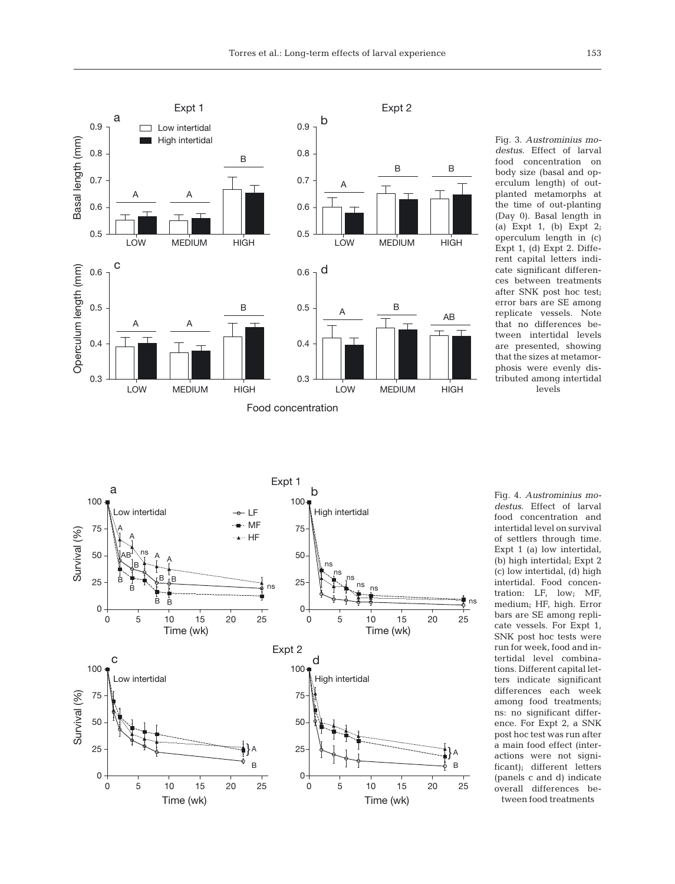Fig. 3. *Austrominius modestus*. Effect of larval food concentration on body size (basal and operculum length) of outplanted metamorphs at the time of out-planting (Day 0). Basal length in (a) Expt 1, (b) Expt 2; operculum length in (c) Expt 1, (d) Expt 2. Different capital letters indicate significant differences between treatments after SNK post hoc test; error bars are SE among replicate vessels. Note that no differences between intertidal levels are presented, showing that the sizes at metamorphosis were evenly distributed among intertidal levels

Fig. 4. *Austrominius modestus*. Effect of larval food concentration and intertidal level on survival of settlers through time. Expt 1 (a) low intertidal, (b) high intertidal; Expt 2 (c) low intertidal, (d) high intertidal. Food concentration: LF, low; MF, medium; HF, high. Error bars are SE among replicate vessels. For Expt 1, SNK post hoc tests were run for week, food and intertidal level combinations. Different capital letters indicate significant differences each week among food treatments; ns: no significant difference. For Expt 2, a SNK post hoc test was run after a main food effect (interactions were not significant); different letters (panels c and d) indicate overall differences between food treatments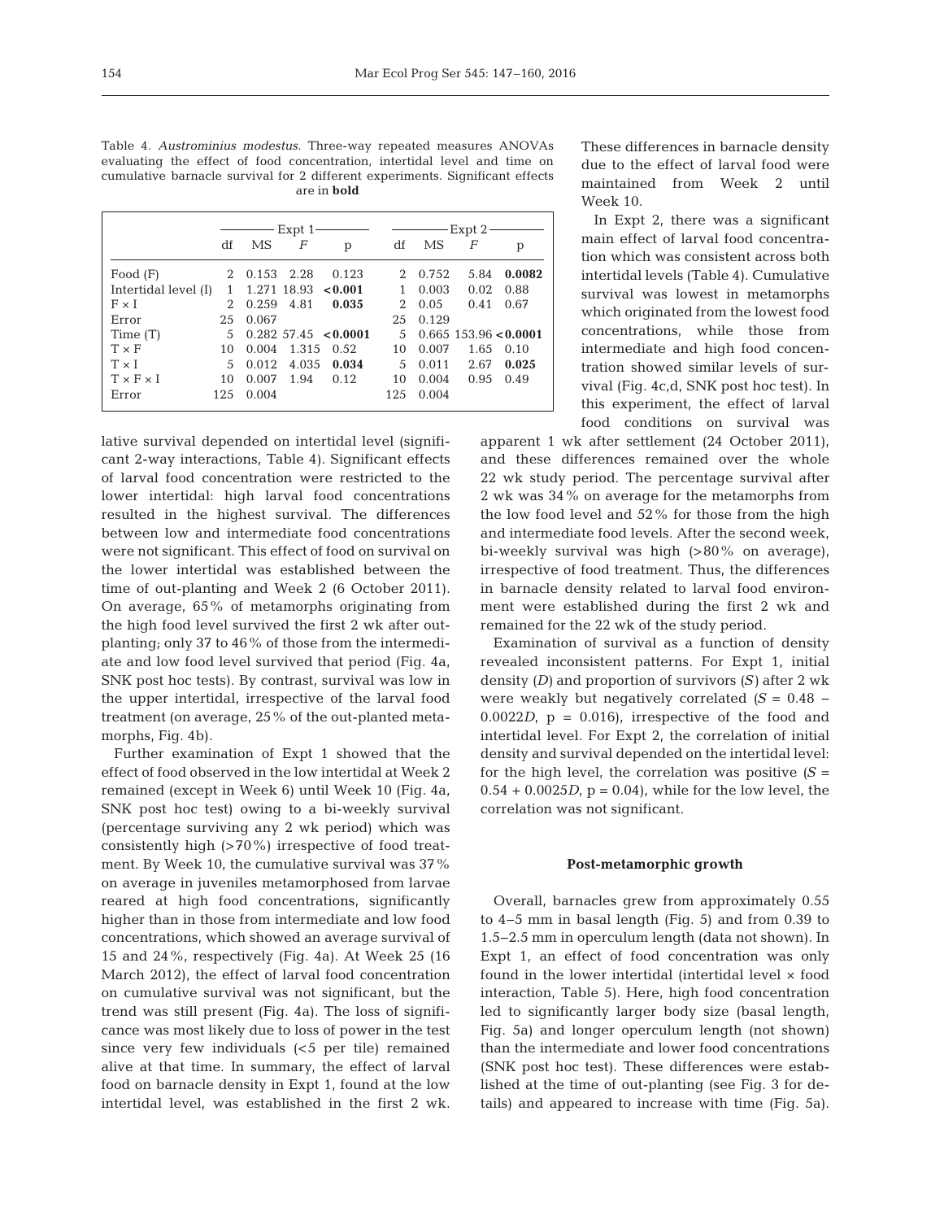Table 4. *Austrominius modestus.* Three-way repeated measures ANOVAs evaluating the effect of food concentration, intertidal level and time on cumulative barnacle survival for 2 different experiments. Significant effects are in **bold**

| | Expt 1 | | | | Expt 2 | | | |
|---|---|---|---|---|---|---|---|---|
| | df | MS | *F* | p | df | MS | *F* | p |
| Food (F) | 2 | 0.153 | 2.28 | 0.123 | 2 | 0.752 | 5.84 | **0.0082** |
| Intertidal level (I) | 1 | 1.271 | 18.93 | **<0.001** | 1 | 0.003 | 0.02 | 0.88 |
| F × I | 2 | 0.259 | 4.81 | **0.035** | 2 | 0.05 | 0.41 | 0.67 |
| Error | 25 | 0.067 | | | 25 | 0.129 | | |
| Time (T) | 5 | 0.282 | 57.45 | **<0.0001** | 5 | 0.665 | 153.96 | **<0.0001** |
| T × F | 10 | 0.004 | 1.315 | 0.52 | 10 | 0.007 | 1.65 | 0.10 |
| T × I | 5 | 0.012 | 4.035 | **0.034** | 5 | 0.011 | 2.67 | **0.025** |
| T × F × I | 10 | 0.007 | 1.94 | 0.12 | 10 | 0.004 | 0.95 | 0.49 |
| Error | 125 | 0.004 | | | 125 | 0.004 | | |

lative survival depended on intertidal level (significant 2-way interactions, Table 4). Significant effects of larval food concentration were restricted to the lower intertidal: high larval food concentrations resulted in the highest survival. The differences between low and intermediate food concentrations were not significant. This effect of food on survival on the lower intertidal was established between the time of out-planting and Week 2 (6 October 2011). On average, 65% of metamorphs originating from the high food level survived the first 2 wk after out-planting; only 37 to 46% of those from the intermediate and low food level survived that period (Fig. 4a, SNK post hoc tests). By contrast, survival was low in the upper intertidal, irrespective of the larval food treatment (on average, 25% of the out-planted metamorphs, Fig. 4b).

Further examination of Expt 1 showed that the effect of food observed in the low intertidal at Week 2 remained (except in Week 6) until Week 10 (Fig. 4a, SNK post hoc test) owing to a bi-weekly survival (percentage surviving any 2 wk period) which was consistently high (>70%) irrespective of food treatment. By Week 10, the cumulative survival was 37% on average in juveniles metamorphosed from larvae reared at high food concentrations, significantly higher than in those from intermediate and low food concentrations, which showed an average survival of 15 and 24%, respectively (Fig. 4a). At Week 25 (16 March 2012), the effect of larval food concentration on cumulative survival was not significant, but the trend was still present (Fig. 4a). The loss of significance was most likely due to loss of power in the test since very few individuals (<5 per tile) remained alive at that time. In summary, the effect of larval food on barnacle density in Expt 1, found at the low intertidal level, was established in the first 2 wk. These differences in barnacle density due to the effect of larval food were maintained from Week 2 until Week 10.

In Expt 2, there was a significant main effect of larval food concentration which was consistent across both intertidal levels (Table 4). Cumulative survival was lowest in metamorphs which originated from the lowest food concentrations, while those from intermediate and high food concentration showed similar levels of survival (Fig. 4c,d, SNK post hoc test). In this experiment, the effect of larval food conditions on survival was apparent 1 wk after settlement (24 October 2011), and these differences remained over the whole 22 wk study period. The percentage survival after 2 wk was 34% on average for the metamorphs from the low food level and 52% for those from the high and intermediate food levels. After the second week, bi-weekly survival was high (>80% on average), irrespective of food treatment. Thus, the differences in barnacle density related to larval food environment were established during the first 2 wk and remained for the 22 wk of the study period.

Examination of survival as a function of density revealed inconsistent patterns. For Expt 1, initial density ($D$) and proportion of survivors ($S$) after 2 wk were weakly but negatively correlated ($S = 0.48 - 0.0022D$, p = 0.016), irrespective of the food and intertidal level. For Expt 2, the correlation of initial density and survival depended on the intertidal level: for the high level, the correlation was positive ($S = 0.54 + 0.0025D$, p = 0.04), while for the low level, the correlation was not significant.

### Post-metamorphic growth

Overall, barnacles grew from approximately 0.55 to 4–5 mm in basal length (Fig. 5) and from 0.39 to 1.5–2.5 mm in operculum length (data not shown). In Expt 1, an effect of food concentration was only found in the lower intertidal (intertidal level × food interaction, Table 5). Here, high food concentration led to significantly larger body size (basal length, Fig. 5a) and longer operculum length (not shown) than the intermediate and lower food concentrations (SNK post hoc test). These differences were established at the time of out-planting (see Fig. 3 for details) and appeared to increase with time (Fig. 5a).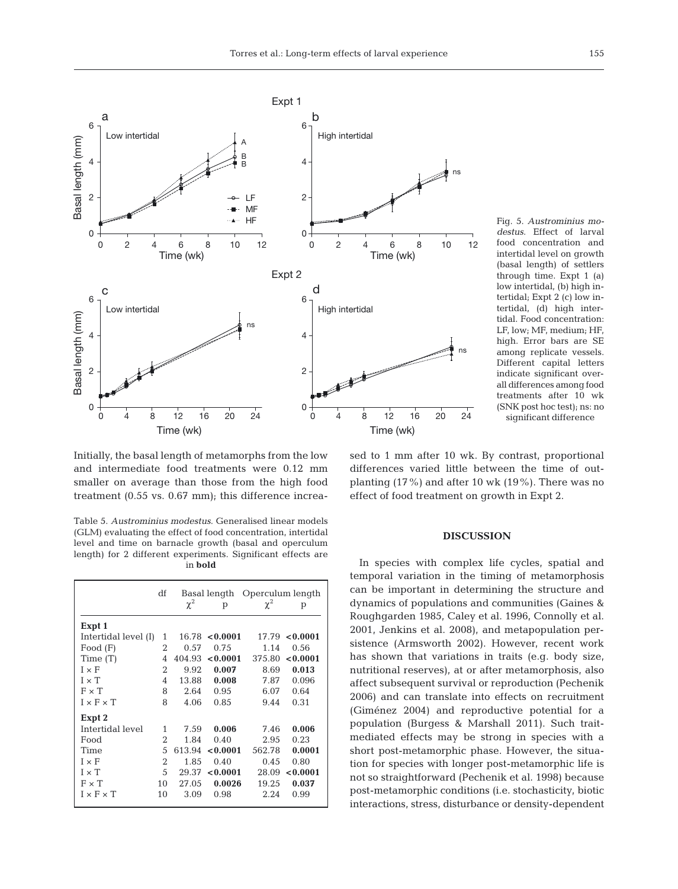Fig. 5. *Austrominius modestus*. Effect of larval food concentration and intertidal level on growth (basal length) of settlers through time. Expt 1 (a) low intertidal, (b) high intertidal; Expt 2 (c) low intertidal, (d) high intertidal. Food concentration: LF, low; MF, medium; HF, high. Error bars are SE among replicate vessels. Different capital letters indicate significant overall differences among food treatments after 10 wk (SNK post hoc test); ns: no significant difference

Initially, the basal length of metamorphs from the low and intermediate food treatments were 0.12 mm smaller on average than those from the high food treatment (0.55 vs. 0.67 mm); this difference increased to 1 mm after 10 wk. By contrast, proportional differences varied little between the time of outplanting (17%) and after 10 wk (19%). There was no effect of food treatment on growth in Expt 2.

Table 5. *Austrominius modestus*. Generalised linear models (GLM) evaluating the effect of food concentration, intertidal level and time on barnacle growth (basal and operculum length) for 2 different experiments. Significant effects are in **bold**

| | df | Basal length $\chi^2$ | p | Operculum length $\chi^2$ | p |
|---|---|---|---|---|---|
| **Expt 1** | | | | | |
| Intertidal level (I) | 1 | 16.78 | **<0.0001** | 17.79 | **<0.0001** |
| Food (F) | 2 | 0.57 | 0.75 | 1.14 | 0.56 |
| Time (T) | 4 | 404.93 | **<0.0001** | 375.80 | **<0.0001** |
| I × F | 2 | 9.92 | **0.007** | 8.69 | **0.013** |
| I × T | 4 | 13.88 | **0.008** | 7.87 | 0.096 |
| F × T | 8 | 2.64 | 0.95 | 6.07 | 0.64 |
| I × F × T | 8 | 4.06 | 0.85 | 9.44 | 0.31 |
| **Expt 2** | | | | | |
| Intertidal level | 1 | 7.59 | **0.006** | 7.46 | **0.006** |
| Food | 2 | 1.84 | 0.40 | 2.95 | 0.23 |
| Time | 5 | 613.94 | **<0.0001** | 562.78 | **0.0001** |
| I × F | 2 | 1.85 | 0.40 | 0.45 | 0.80 |
| I × T | 5 | 29.37 | **<0.0001** | 28.09 | **<0.0001** |
| F × T | 10 | 27.05 | **0.0026** | 19.25 | **0.037** |
| I × F × T | 10 | 3.09 | 0.98 | 2.24 | 0.99 |

## DISCUSSION

In species with complex life cycles, spatial and temporal variation in the timing of metamorphosis can be important in determining the structure and dynamics of populations and communities (Gaines & Roughgarden 1985, Caley et al. 1996, Connolly et al. 2001, Jenkins et al. 2008), and metapopulation persistence (Armsworth 2002). However, recent work has shown that variations in traits (e.g. body size, nutritional reserves), at or after metamorphosis, also affect subsequent survival or reproduction (Pechenik 2006) and can translate into effects on recruitment (Giménez 2004) and reproductive potential for a population (Burgess & Marshall 2011). Such trait-mediated effects may be strong in species with a short post-metamorphic phase. However, the situation for species with longer post-metamorphic life is not so straightforward (Pechenik et al. 1998) because post-metamorphic conditions (i.e. stochasticity, biotic interactions, stress, disturbance or density-dependent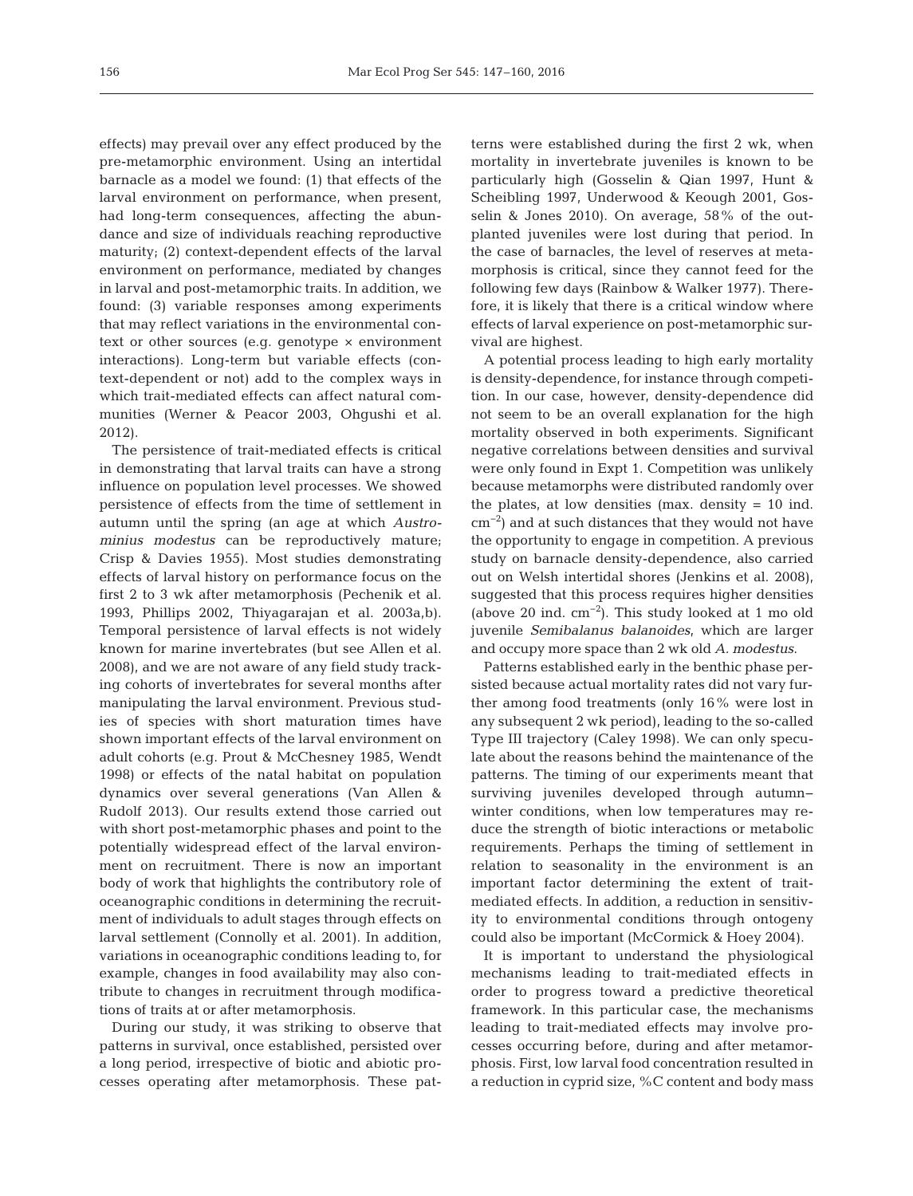effects) may prevail over any effect produced by the pre-metamorphic environment. Using an intertidal barnacle as a model we found: (1) that effects of the larval environment on performance, when present, had long-term consequences, affecting the abundance and size of individuals reaching reproductive maturity; (2) context-dependent effects of the larval environment on performance, mediated by changes in larval and post-metamorphic traits. In addition, we found: (3) variable responses among experiments that may reflect variations in the environmental context or other sources (e.g. genotype × environment interactions). Long-term but variable effects (context-dependent or not) add to the complex ways in which trait-mediated effects can affect natural communities (Werner & Peacor 2003, Ohgushi et al. 2012).

The persistence of trait-mediated effects is critical in demonstrating that larval traits can have a strong influence on population level processes. We showed persistence of effects from the time of settlement in autumn until the spring (an age at which *Austrominius modestus* can be reproductively mature; Crisp & Davies 1955). Most studies demonstrating effects of larval history on performance focus on the first 2 to 3 wk after metamorphosis (Pechenik et al. 1993, Phillips 2002, Thiyagarajan et al. 2003a,b). Temporal persistence of larval effects is not widely known for marine invertebrates (but see Allen et al. 2008), and we are not aware of any field study tracking cohorts of invertebrates for several months after manipulating the larval environment. Previous studies of species with short maturation times have shown important effects of the larval environment on adult cohorts (e.g. Prout & McChesney 1985, Wendt 1998) or effects of the natal habitat on population dynamics over several generations (Van Allen & Rudolf 2013). Our results extend those carried out with short post-metamorphic phases and point to the potentially widespread effect of the larval environment on recruitment. There is now an important body of work that highlights the contributory role of oceanographic conditions in determining the recruitment of individuals to adult stages through effects on larval settlement (Connolly et al. 2001). In addition, variations in oceanographic conditions leading to, for example, changes in food availability may also contribute to changes in recruitment through modifications of traits at or after metamorphosis.

During our study, it was striking to observe that patterns in survival, once established, persisted over a long period, irrespective of biotic and abiotic processes operating after metamorphosis. These patterns were established during the first 2 wk, when mortality in invertebrate juveniles is known to be particularly high (Gosselin & Qian 1997, Hunt & Scheibling 1997, Underwood & Keough 2001, Gosselin & Jones 2010). On average, 58% of the outplanted juveniles were lost during that period. In the case of barnacles, the level of reserves at metamorphosis is critical, since they cannot feed for the following few days (Rainbow & Walker 1977). Therefore, it is likely that there is a critical window where effects of larval experience on post-metamorphic survival are highest.

A potential process leading to high early mortality is density-dependence, for instance through competition. In our case, however, density-dependence did not seem to be an overall explanation for the high mortality observed in both experiments. Significant negative correlations between densities and survival were only found in Expt 1. Competition was unlikely because metamorphs were distributed randomly over the plates, at low densities (max. density = 10 ind. $cm^{-2}$) and at such distances that they would not have the opportunity to engage in competition. A previous study on barnacle density-dependence, also carried out on Welsh intertidal shores (Jenkins et al. 2008), suggested that this process requires higher densities (above 20 ind. $cm^{-2}$). This study looked at 1 mo old juvenile *Semibalanus balanoides*, which are larger and occupy more space than 2 wk old *A. modestus*.

Patterns established early in the benthic phase persisted because actual mortality rates did not vary further among food treatments (only 16% were lost in any subsequent 2 wk period), leading to the so-called Type III trajectory (Caley 1998). We can only speculate about the reasons behind the maintenance of the patterns. The timing of our experiments meant that surviving juveniles developed through autumn–winter conditions, when low temperatures may reduce the strength of biotic interactions or metabolic requirements. Perhaps the timing of settlement in relation to seasonality in the environment is an important factor determining the extent of trait-mediated effects. In addition, a reduction in sensitivity to environmental conditions through ontogeny could also be important (McCormick & Hoey 2004).

It is important to understand the physiological mechanisms leading to trait-mediated effects in order to progress toward a predictive theoretical framework. In this particular case, the mechanisms leading to trait-mediated effects may involve processes occurring before, during and after metamorphosis. First, low larval food concentration resulted in a reduction in cyprid size, %C content and body mass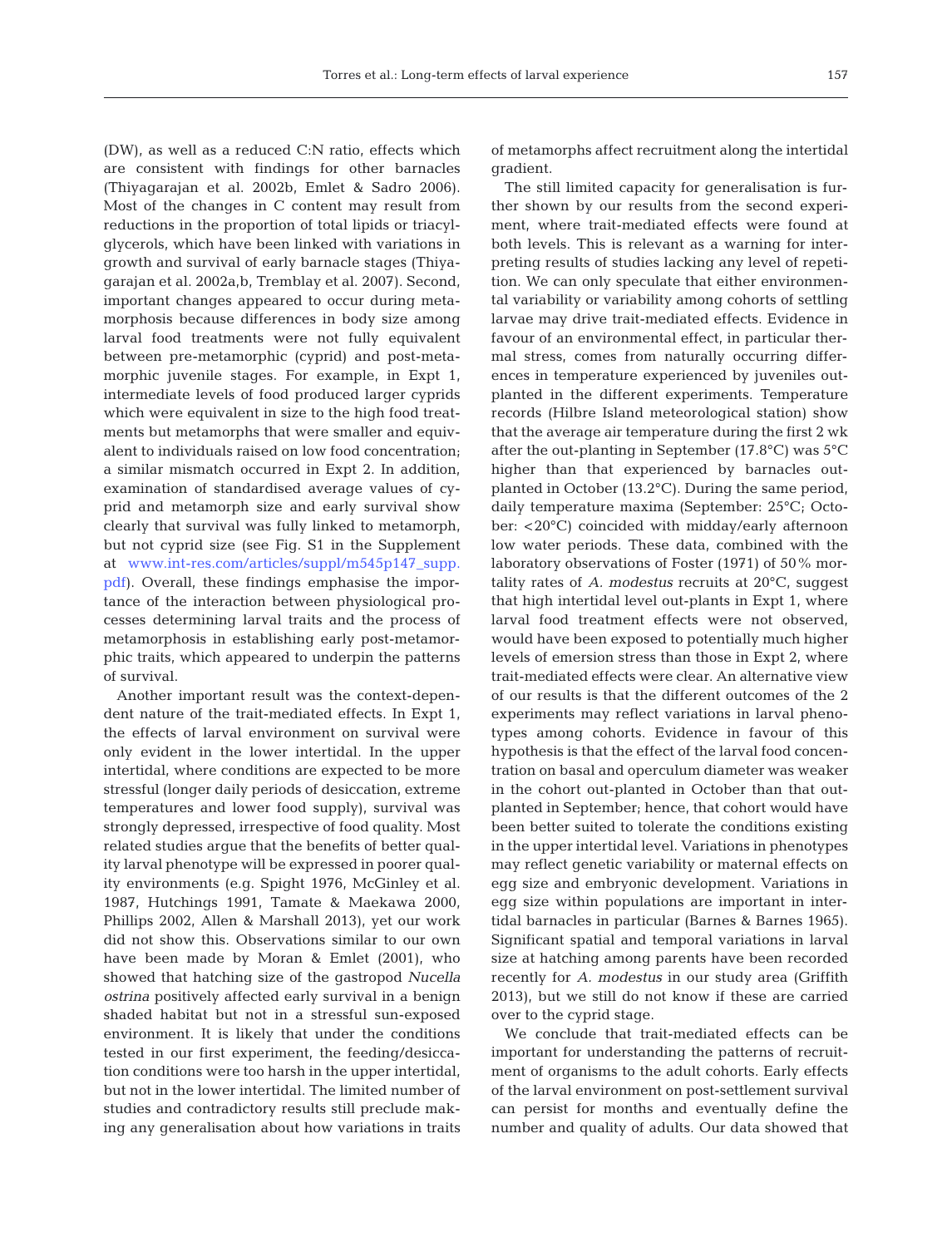(DW), as well as a reduced C:N ratio, effects which are consistent with findings for other barnacles (Thiyagarajan et al. 2002b, Emlet & Sadro 2006). Most of the changes in C content may result from reductions in the proportion of total lipids or triacylglycerols, which have been linked with variations in growth and survival of early barnacle stages (Thiyagarajan et al. 2002a,b, Tremblay et al. 2007). Second, important changes appeared to occur during metamorphosis because differences in body size among larval food treatments were not fully equivalent between pre-metamorphic (cyprid) and post-metamorphic juvenile stages. For example, in Expt 1, intermediate levels of food produced larger cyprids which were equivalent in size to the high food treatments but metamorphs that were smaller and equivalent to individuals raised on low food concentration; a similar mismatch occurred in Expt 2. In addition, examination of standardised average values of cyprid and metamorph size and early survival show clearly that survival was fully linked to metamorph, but not cyprid size (see Fig. S1 in the Supplement at www.int-res.com/articles/suppl/m545p147_supp.pdf). Overall, these findings emphasise the importance of the interaction between physiological processes determining larval traits and the process of metamorphosis in establishing early post-metamorphic traits, which appeared to underpin the patterns of survival.

Another important result was the context-dependent nature of the trait-mediated effects. In Expt 1, the effects of larval environment on survival were only evident in the lower intertidal. In the upper intertidal, where conditions are expected to be more stressful (longer daily periods of desiccation, extreme temperatures and lower food supply), survival was strongly depressed, irrespective of food quality. Most related studies argue that the benefits of better quality larval phenotype will be expressed in poorer quality environments (e.g. Spight 1976, McGinley et al. 1987, Hutchings 1991, Tamate & Maekawa 2000, Phillips 2002, Allen & Marshall 2013), yet our work did not show this. Observations similar to our own have been made by Moran & Emlet (2001), who showed that hatching size of the gastropod *Nucella ostrina* positively affected early survival in a benign shaded habitat but not in a stressful sun-exposed environment. It is likely that under the conditions tested in our first experiment, the feeding/desiccation conditions were too harsh in the upper intertidal, but not in the lower intertidal. The limited number of studies and contradictory results still preclude making any generalisation about how variations in traits of metamorphs affect recruitment along the intertidal gradient.

The still limited capacity for generalisation is further shown by our results from the second experiment, where trait-mediated effects were found at both levels. This is relevant as a warning for interpreting results of studies lacking any level of repetition. We can only speculate that either environmental variability or variability among cohorts of settling larvae may drive trait-mediated effects. Evidence in favour of an environmental effect, in particular thermal stress, comes from naturally occurring differences in temperature experienced by juveniles out-planted in the different experiments. Temperature records (Hilbre Island meteorological station) show that the average air temperature during the first 2 wk after the out-planting in September (17.8°C) was 5°C higher than that experienced by barnacles out-planted in October (13.2°C). During the same period, daily temperature maxima (September: 25°C; October: <20°C) coincided with midday/early afternoon low water periods. These data, combined with the laboratory observations of Foster (1971) of 50% mortality rates of *A. modestus* recruits at 20°C, suggest that high intertidal level out-plants in Expt 1, where larval food treatment effects were not observed, would have been exposed to potentially much higher levels of emersion stress than those in Expt 2, where trait-mediated effects were clear. An alternative view of our results is that the different outcomes of the 2 experiments may reflect variations in larval phenotypes among cohorts. Evidence in favour of this hypothesis is that the effect of the larval food concentration on basal and operculum diameter was weaker in the cohort out-planted in October than that out-planted in September; hence, that cohort would have been better suited to tolerate the conditions existing in the upper intertidal level. Variations in phenotypes may reflect genetic variability or maternal effects on egg size and embryonic development. Variations in egg size within populations are important in intertidal barnacles in particular (Barnes & Barnes 1965). Significant spatial and temporal variations in larval size at hatching among parents have been recorded recently for *A. modestus* in our study area (Griffith 2013), but we still do not know if these are carried over to the cyprid stage.

We conclude that trait-mediated effects can be important for understanding the patterns of recruitment of organisms to the adult cohorts. Early effects of the larval environment on post-settlement survival can persist for months and eventually define the number and quality of adults. Our data showed that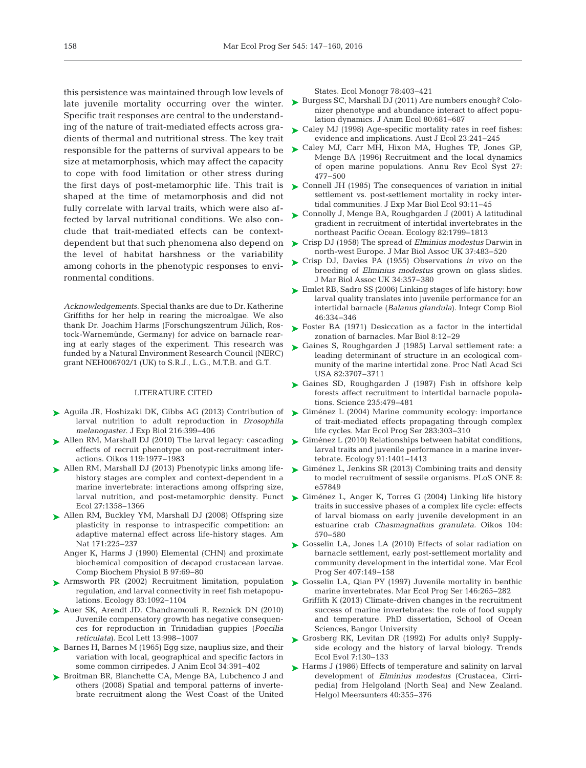this persistence was maintained through low levels of late juvenile mortality occurring over the winter. Specific trait responses are central to the understanding of the nature of trait-mediated effects across gradients of thermal and nutritional stress. The key trait responsible for the patterns of survival appears to be size at metamorphosis, which may affect the capacity to cope with food limitation or other stress during the first days of post-metamorphic life. This trait is shaped at the time of metamorphosis and did not fully correlate with larval traits, which were also affected by larval nutritional conditions. We also conclude that trait-mediated effects can be context-dependent but that such phenomena also depend on the level of habitat harshness or the variability among cohorts in the phenotypic responses to environmental conditions.

*Acknowledgements*. Special thanks are due to Dr. Katherine Griffiths for her help in rearing the microalgae. We also thank Dr. Joachim Harms (Forschungszentrum Jülich, Rostock-Warnemünde, Germany) for advice on barnacle rearing at early stages of the experiment. This research was funded by a Natural Environment Research Council (NERC) grant NEH006702/1 (UK) to S.R.J., L.G., M.T.B. and G.T.

## LITERATURE CITED

- Aguila JR, Hoshizaki DK, Gibbs AG (2013) Contribution of larval nutrition to adult reproduction in *Drosophila melanogaster.* J Exp Biol 216:399–406
- Allen RM, Marshall DJ (2010) The larval legacy: cascading effects of recruit phenotype on post-recruitment interactions. Oikos 119:1977–1983
- Allen RM, Marshall DJ (2013) Phenotypic links among life-history stages are complex and context-dependent in a marine invertebrate: interactions among offspring size, larval nutrition, and post-metamorphic density. Funct Ecol 27:1358–1366
- Allen RM, Buckley YM, Marshall DJ (2008) Offspring size plasticity in response to intraspecific competition: an adaptive maternal effect across life-history stages. Am Nat 171:225–237
- Anger K, Harms J (1990) Elemental (CHN) and proximate biochemical composition of decapod crustacean larvae. Comp Biochem Physiol B 97:69–80
- Armsworth PR (2002) Recruitment limitation, population regulation, and larval connectivity in reef fish metapopulations. Ecology 83:1092–1104
- Auer SK, Arendt JD, Chandramouli R, Reznick DN (2010) Juvenile compensatory growth has negative consequences for reproduction in Trinidadian guppies (*Poecilia reticulata*). Ecol Lett 13:998–1007
- Barnes H, Barnes M (1965) Egg size, nauplius size, and their variation with local, geographical and specific factors in some common cirripedes. J Anim Ecol 34:391–402
- Broitman BR, Blanchette CA, Menge BA, Lubchenco J and others (2008) Spatial and temporal patterns of invertebrate recruitment along the West Coast of the United States. Ecol Monogr 78:403–421
- Burgess SC, Marshall DJ (2011) Are numbers enough? Colonizer phenotype and abundance interact to affect population dynamics. J Anim Ecol 80:681–687
- Caley MJ (1998) Age-specific mortality rates in reef fishes: evidence and implications. Aust J Ecol 23:241–245
- Caley MJ, Carr MH, Hixon MA, Hughes TP, Jones GP, Menge BA (1996) Recruitment and the local dynamics of open marine populations. Annu Rev Ecol Syst 27: 477–500
- Connell JH (1985) The consequences of variation in initial settlement vs. post-settlement mortality in rocky intertidal communities. J Exp Mar Biol Ecol 93:11–45
- Connolly J, Menge BA, Roughgarden J (2001) A latitudinal gradient in recruitment of intertidal invertebrates in the northeast Pacific Ocean. Ecology 82:1799–1813
- Crisp DJ (1958) The spread of *Elminius modestus* Darwin in north-west Europe. J Mar Biol Assoc UK 37:483–520
- Crisp DJ, Davies PA (1955) Observations *in vivo* on the breeding of *Elminius modestus* grown on glass slides. J Mar Biol Assoc UK 34:357–380
- Emlet RB, Sadro SS (2006) Linking stages of life history: how larval quality translates into juvenile performance for an intertidal barnacle (*Balanus glandula*). Integr Comp Biol 46:334–346
- Foster BA (1971) Desiccation as a factor in the intertidal zonation of barnacles. Mar Biol 8:12–29
- Gaines S, Roughgarden J (1985) Larval settlement rate: a leading determinant of structure in an ecological community of the marine intertidal zone. Proc Natl Acad Sci USA 82:3707–3711
- Gaines SD, Roughgarden J (1987) Fish in offshore kelp forests affect recruitment to intertidal barnacle populations. Science 235:479–481
- Giménez L (2004) Marine community ecology: importance of trait-mediated effects propagating through complex life cycles. Mar Ecol Prog Ser 283:303–310
- Giménez L (2010) Relationships between habitat conditions, larval traits and juvenile performance in a marine invertebrate. Ecology 91:1401–1413
- Giménez L, Jenkins SR (2013) Combining traits and density to model recruitment of sessile organisms. PLoS ONE 8: e57849
- Giménez L, Anger K, Torres G (2004) Linking life history traits in successive phases of a complex life cycle: effects of larval biomass on early juvenile development in an estuarine crab *Chasmagnathus granulata*. Oikos 104: 570–580
- Gosselin LA, Jones LA (2010) Effects of solar radiation on barnacle settlement, early post-settlement mortality and community development in the intertidal zone. Mar Ecol Prog Ser 407:149–158
- Gosselin LA, Qian PY (1997) Juvenile mortality in benthic marine invertebrates. Mar Ecol Prog Ser 146:265–282
- Griffith K (2013) Climate-driven changes in the recruitment success of marine invertebrates: the role of food supply and temperature. PhD dissertation, School of Ocean Sciences, Bangor University
- Grosberg RK, Levitan DR (1992) For adults only? Supply-side ecology and the history of larval biology. Trends Ecol Evol 7:130–133
- Harms J (1986) Effects of temperature and salinity on larval development of *Elminius modestus* (Crustacea, Cirripedia) from Helgoland (North Sea) and New Zealand. Helgol Meersunters 40:355–376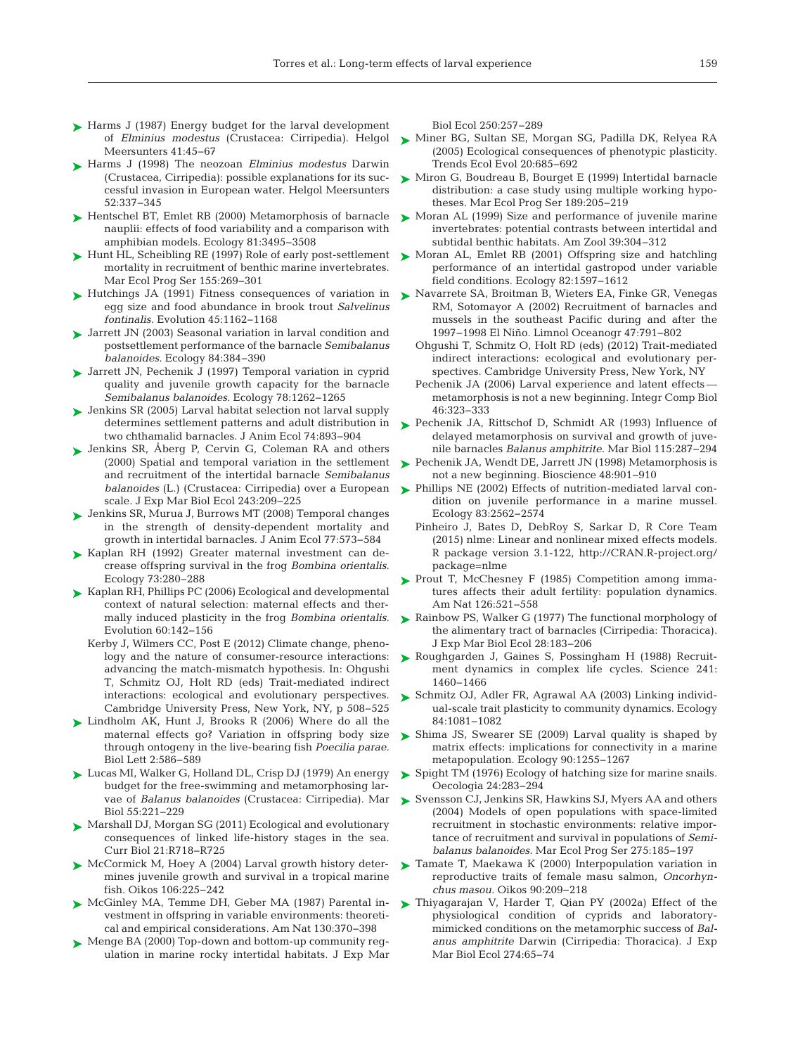Harms J (1987) Energy budget for the larval development of *Elminius modestus* (Crustacea: Cirripedia). Helgol Meersunters 41:45–67

Harms J (1998) The neozoan *Elminius modestus* Darwin (Crustacea, Cirripedia): possible explanations for its successful invasion in European water. Helgol Meersunters 52:337–345

Hentschel BT, Emlet RB (2000) Metamorphosis of barnacle nauplii: effects of food variability and a comparison with amphibian models. Ecology 81:3495–3508

Hunt HL, Scheibling RE (1997) Role of early post-settlement mortality in recruitment of benthic marine invertebrates. Mar Ecol Prog Ser 155:269–301

Hutchings JA (1991) Fitness consequences of variation in egg size and food abundance in brook trout *Salvelinus fontinalis.* Evolution 45:1162–1168

Jarrett JN (2003) Seasonal variation in larval condition and postsettlement performance of the barnacle *Semibalanus balanoides.* Ecology 84:384–390

Jarrett JN, Pechenik J (1997) Temporal variation in cyprid quality and juvenile growth capacity for the barnacle *Semibalanus balanoides.* Ecology 78:1262–1265

Jenkins SR (2005) Larval habitat selection not larval supply determines settlement patterns and adult distribution in two chthamalid barnacles. J Anim Ecol 74:893–904

Jenkins SR, Åberg P, Cervin G, Coleman RA and others (2000) Spatial and temporal variation in the settlement and recruitment of the intertidal barnacle *Semibalanus balanoides* (L.) (Crustacea: Cirripedia) over a European scale. J Exp Mar Biol Ecol 243:209–225

Jenkins SR, Murua J, Burrows MT (2008) Temporal changes in the strength of density-dependent mortality and growth in intertidal barnacles. J Anim Ecol 77:573–584

Kaplan RH (1992) Greater maternal investment can decrease offspring survival in the frog *Bombina orientalis.* Ecology 73:280–288

Kaplan RH, Phillips PC (2006) Ecological and developmental context of natural selection: maternal effects and thermally induced plasticity in the frog *Bombina orientalis.* Evolution 60:142–156

Kerby J, Wilmers CC, Post E (2012) Climate change, phenology and the nature of consumer-resource interactions: advancing the match-mismatch hypothesis. In: Ohgushi T, Schmitz OJ, Holt RD (eds) Trait-mediated indirect interactions: ecological and evolutionary perspectives. Cambridge University Press, New York, NY, p 508–525

Lindholm AK, Hunt J, Brooks R (2006) Where do all the maternal effects go? Variation in offspring body size through ontogeny in the live-bearing fish *Poecilia parae.* Biol Lett 2:586–589

Lucas MI, Walker G, Holland DL, Crisp DJ (1979) An energy budget for the free-swimming and metamorphosing larvae of *Balanus balanoides* (Crustacea: Cirripedia). Mar Biol 55:221–229

Marshall DJ, Morgan SG (2011) Ecological and evolutionary consequences of linked life-history stages in the sea. Curr Biol 21:R718–R725

McCormick M, Hoey A (2004) Larval growth history determines juvenile growth and survival in a tropical marine fish. Oikos 106:225–242

McGinley MA, Temme DH, Geber MA (1987) Parental investment in offspring in variable environments: theoretical and empirical considerations. Am Nat 130:370–398

Menge BA (2000) Top-down and bottom-up community regulation in marine rocky intertidal habitats. J Exp Mar Biol Ecol 250:257–289

Miner BG, Sultan SE, Morgan SG, Padilla DK, Relyea RA (2005) Ecological consequences of phenotypic plasticity. Trends Ecol Evol 20:685–692

Miron G, Boudreau B, Bourget E (1999) Intertidal barnacle distribution: a case study using multiple working hypotheses. Mar Ecol Prog Ser 189:205–219

Moran AL (1999) Size and performance of juvenile marine invertebrates: potential contrasts between intertidal and subtidal benthic habitats. Am Zool 39:304–312

Moran AL, Emlet RB (2001) Offspring size and hatchling performance of an intertidal gastropod under variable field conditions. Ecology 82:1597–1612

Navarrete SA, Broitman B, Wieters EA, Finke GR, Venegas RM, Sotomayor A (2002) Recruitment of barnacles and mussels in the southeast Pacific during and after the 1997–1998 El Niño. Limnol Oceanogr 47:791–802

Ohgushi T, Schmitz O, Holt RD (eds) (2012) Trait-mediated indirect interactions: ecological and evolutionary perspectives. Cambridge University Press, New York, NY

Pechenik JA (2006) Larval experience and latent effects—metamorphosis is not a new beginning. Integr Comp Biol 46:323–333

Pechenik JA, Rittschof D, Schmidt AR (1993) Influence of delayed metamorphosis on survival and growth of juvenile barnacles *Balanus amphitrite.* Mar Biol 115:287–294

Pechenik JA, Wendt DE, Jarrett JN (1998) Metamorphosis is not a new beginning. Bioscience 48:901–910

Phillips NE (2002) Effects of nutrition-mediated larval condition on juvenile performance in a marine mussel. Ecology 83:2562–2574

Pinheiro J, Bates D, DebRoy S, Sarkar D, R Core Team (2015) nlme: Linear and nonlinear mixed effects models. R package version 3.1-122, http://CRAN.R-project.org/package=nlme

Prout T, McChesney F (1985) Competition among immatures affects their adult fertility: population dynamics. Am Nat 126:521–558

Rainbow PS, Walker G (1977) The functional morphology of the alimentary tract of barnacles (Cirripedia: Thoracica). J Exp Mar Biol Ecol 28:183–206

Roughgarden J, Gaines S, Possingham H (1988) Recruitment dynamics in complex life cycles. Science 241:1460–1466

Schmitz OJ, Adler FR, Agrawal AA (2003) Linking individual-scale trait plasticity to community dynamics. Ecology 84:1081–1082

Shima JS, Swearer SE (2009) Larval quality is shaped by matrix effects: implications for connectivity in a marine metapopulation. Ecology 90:1255–1267

Spight TM (1976) Ecology of hatching size for marine snails. Oecologia 24:283–294

Svensson CJ, Jenkins SR, Hawkins SJ, Myers AA and others (2004) Models of open populations with space-limited recruitment in stochastic environments: relative importance of recruitment and survival in populations of *Semibalanus balanoides.* Mar Ecol Prog Ser 275:185–197

Tamate T, Maekawa K (2000) Interpopulation variation in reproductive traits of female masu salmon, *Oncorhynchus masou.* Oikos 90:209–218

Thiyagarajan V, Harder T, Qian PY (2002a) Effect of the physiological condition of cyprids and laboratory-mimicked conditions on the metamorphic success of *Balanus amphitrite* Darwin (Cirripedia: Thoracica). J Exp Mar Biol Ecol 274:65–74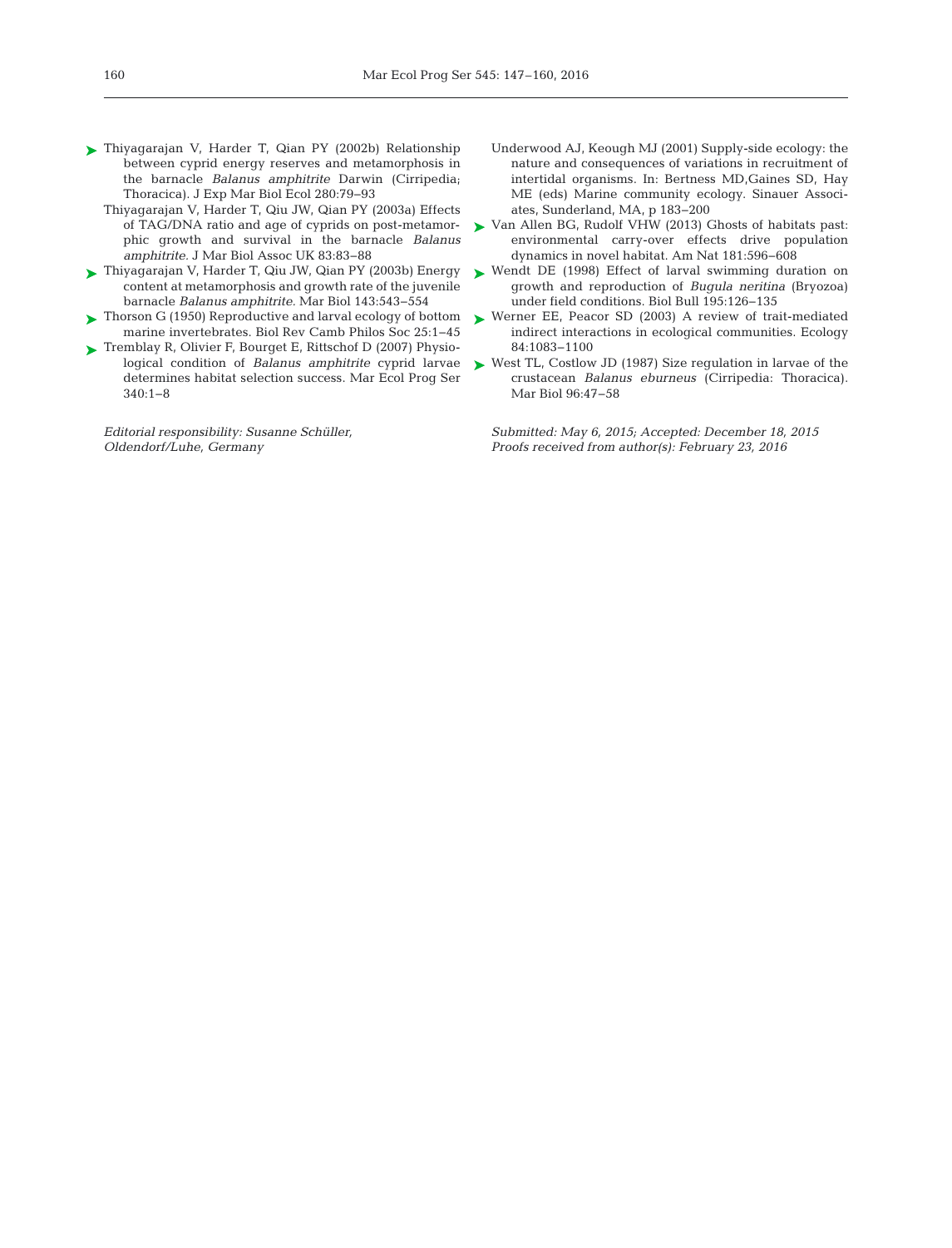Thiyagarajan V, Harder T, Qian PY (2002b) Relationship between cyprid energy reserves and metamorphosis in the barnacle *Balanus amphitrite* Darwin (Cirripedia; Thoracica). J Exp Mar Biol Ecol 280:79−93

Thiyagarajan V, Harder T, Qiu JW, Qian PY (2003a) Effects of TAG/DNA ratio and age of cyprids on post-metamorphic growth and survival in the barnacle *Balanus amphitrite*. J Mar Biol Assoc UK 83:83−88

Thiyagarajan V, Harder T, Qiu JW, Qian PY (2003b) Energy content at metamorphosis and growth rate of the juvenile barnacle *Balanus amphitrite*. Mar Biol 143:543−554

Thorson G (1950) Reproductive and larval ecology of bottom marine invertebrates. Biol Rev Camb Philos Soc 25:1−45

Tremblay R, Olivier F, Bourget E, Rittschof D (2007) Physiological condition of *Balanus amphitrite* cyprid larvae determines habitat selection success. Mar Ecol Prog Ser 340:1−8

Underwood AJ, Keough MJ (2001) Supply-side ecology: the nature and consequences of variations in recruitment of intertidal organisms. In: Bertness MD,Gaines SD, Hay ME (eds) Marine community ecology. Sinauer Associates, Sunderland, MA, p 183−200

Van Allen BG, Rudolf VHW (2013) Ghosts of habitats past: environmental carry-over effects drive population dynamics in novel habitat. Am Nat 181:596−608

Wendt DE (1998) Effect of larval swimming duration on growth and reproduction of *Bugula neritina* (Bryozoa) under field conditions. Biol Bull 195:126−135

Werner EE, Peacor SD (2003) A review of trait-mediated indirect interactions in ecological communities. Ecology 84:1083−1100

West TL, Costlow JD (1987) Size regulation in larvae of the crustacean *Balanus eburneus* (Cirripedia: Thoracica). Mar Biol 96:47−58

*Editorial responsibility: Susanne Schüller, Oldendorf/Luhe, Germany*

*Submitted: May 6, 2015; Accepted: December 18, 2015*
*Proofs received from author(s): February 23, 2016*